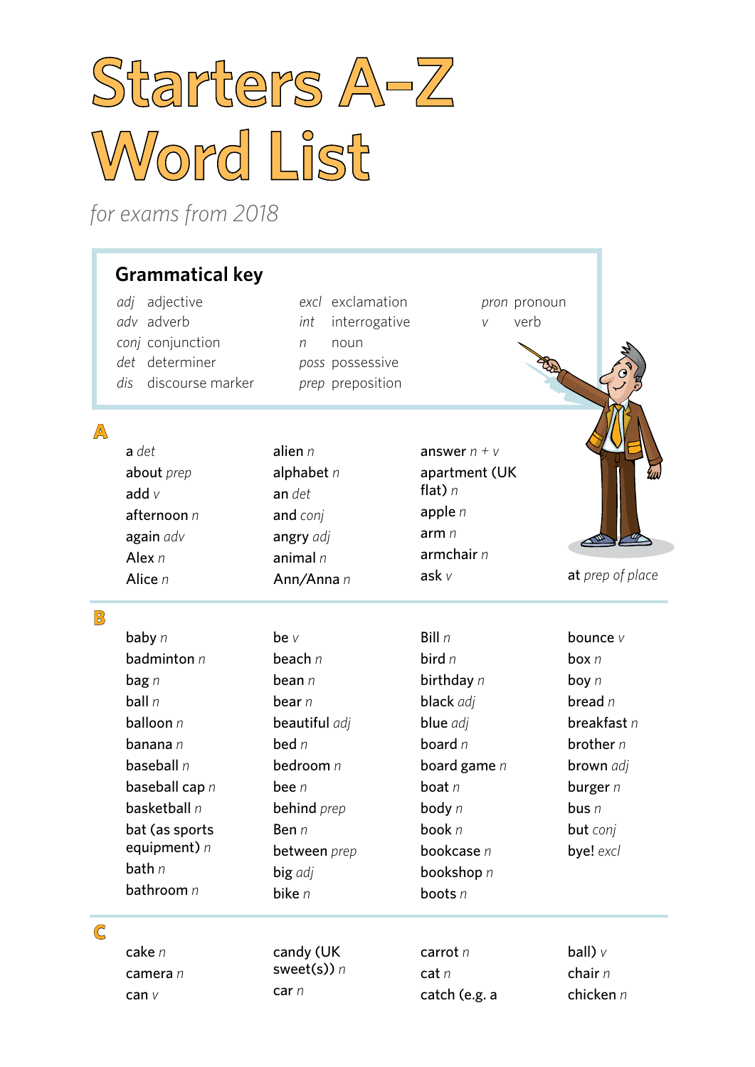# Starters A-Z Word List

*for exams from 2018*

## Grammatical key

*adj* adjective
*adv* adverb
*conj* conjunction
*det* determiner
*dis* discourse marker
*excl* exclamation
*int* interrogative
*n* noun
*poss* possessive
*prep* preposition
*pron* pronoun
*v* verb

## A

a *det*
about *prep*
add *v*
afternoon *n*
again *adv*
Alex *n*
Alice *n*
alien *n*
alphabet *n*
an *det*
and *conj*
angry *adj*
animal *n*
Ann/Anna *n*
answer *n + v*
apartment (UK flat) *n*
apple *n*
arm *n*
armchair *n*
ask *v*
at *prep of place*

## B

baby *n*
badminton *n*
bag *n*
ball *n*
balloon *n*
banana *n*
baseball *n*
baseball cap *n*
basketball *n*
bat (as sports equipment) *n*
bath *n*
bathroom *n*
be *v*
beach *n*
bean *n*
bear *n*
beautiful *adj*
bed *n*
bedroom *n*
bee *n*
behind *prep*
Ben *n*
between *prep*
big *adj*
bike *n*
Bill *n*
bird *n*
birthday *n*
black *adj*
blue *adj*
board *n*
board game *n*
boat *n*
body *n*
book *n*
bookcase *n*
bookshop *n*
boots *n*
bounce *v*
box *n*
boy *n*
bread *n*
breakfast *n*
brother *n*
brown *adj*
burger *n*
bus *n*
but *conj*
bye! *excl*

## C

cake *n*
camera *n*
can *v*
candy (UK sweet(s)) *n*
car *n*
carrot *n*
cat *n*
catch (e.g. a ball) *v*
chair *n*
chicken *n*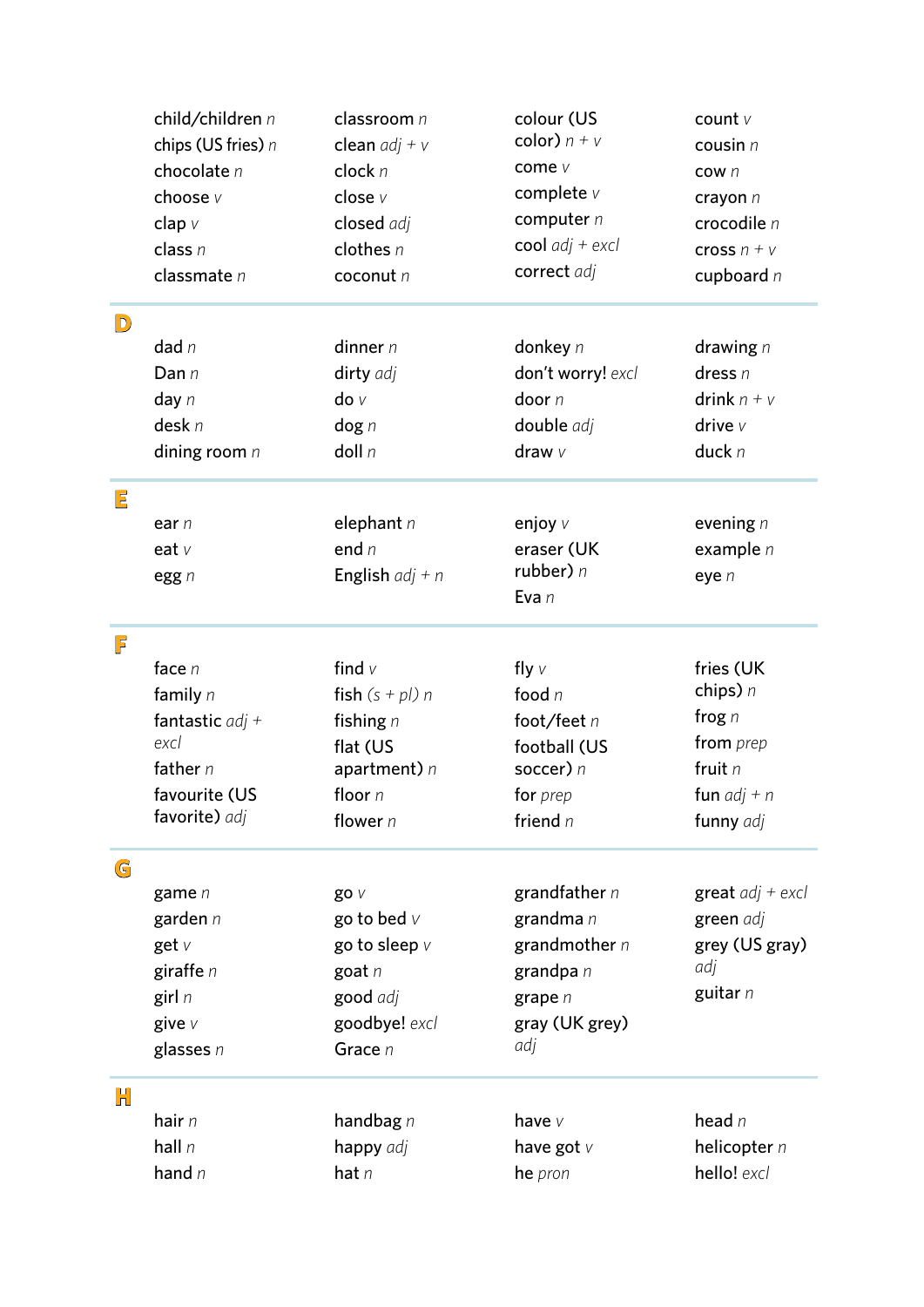child/children *n*
chips (US fries) *n*
chocolate *n*
choose *v*
clap *v*
class *n*
classmate *n*
classroom *n*
clean *adj + v*
clock *n*
close *v*
closed *adj*
clothes *n*
coconut *n*
colour (US color) *n + v*
come *v*
complete *v*
computer *n*
cool *adj + excl*
correct *adj*
count *v*
cousin *n*
cow *n*
crayon *n*
crocodile *n*
cross *n + v*
cupboard *n*

## D

dad *n*
Dan *n*
day *n*
desk *n*
dining room *n*
dinner *n*
dirty *adj*
do *v*
dog *n*
doll *n*
donkey *n*
don't worry! *excl*
door *n*
double *adj*
draw *v*
drawing *n*
dress *n*
drink *n + v*
drive *v*
duck *n*

## E

ear *n*
eat *v*
egg *n*
elephant *n*
end *n*
English *adj + n*
enjoy *v*
eraser (UK rubber) *n*
Eva *n*
evening *n*
example *n*
eye *n*

## F

face *n*
family *n*
fantastic *adj + excl*
father *n*
favourite (US favorite) *adj*
find *v*
fish *(s + pl) n*
fishing *n*
flat (US apartment) *n*
floor *n*
flower *n*
fly *v*
food *n*
foot/feet *n*
football (US soccer) *n*
for *prep*
friend *n*
fries (UK chips) *n*
frog *n*
from *prep*
fruit *n*
fun *adj + n*
funny *adj*

## G

game *n*
garden *n*
get *v*
giraffe *n*
girl *n*
give *v*
glasses *n*
go *v*
go to bed *v*
go to sleep *v*
goat *n*
good *adj*
goodbye! *excl*
Grace *n*
grandfather *n*
grandma *n*
grandmother *n*
grandpa *n*
grape *n*
gray (UK grey) *adj*
great *adj + excl*
green *adj*
grey (US gray) *adj*
guitar *n*

## H

hair *n*
hall *n*
hand *n*
handbag *n*
happy *adj*
hat *n*
have *v*
have got *v*
he *pron*
head *n*
helicopter *n*
hello! *excl*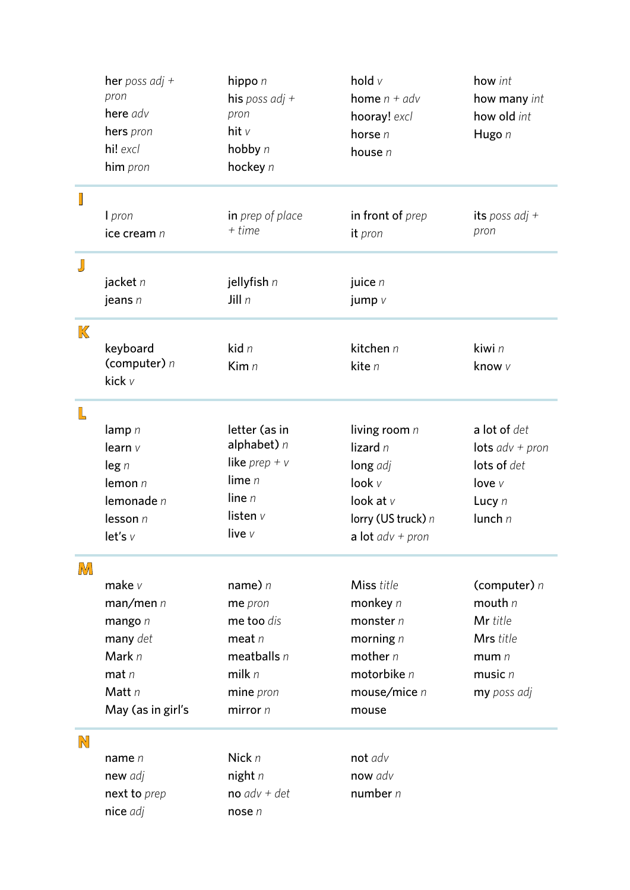her *poss adj + pron*
here *adv*
hers *pron*
hi! *excl*
him *pron*
hippo *n*
his *poss adj + pron*
hit *v*
hobby *n*
hockey *n*
hold *v*
home *n + adv*
hooray! *excl*
horse *n*
house *n*
how *int*
how many *int*
how old *int*
Hugo *n*

## I

I *pron*
ice cream *n*
in *prep of place + time*
in front of *prep*
it *pron*
its *poss adj + pron*

## J

jacket *n*
jeans *n*
jellyfish *n*
Jill *n*
juice *n*
jump *v*

## K

keyboard (computer) *n*
kick *v*
kid *n*
Kim *n*
kitchen *n*
kite *n*
kiwi *n*
know *v*

## L

lamp *n*
learn *v*
leg *n*
lemon *n*
lemonade *n*
lesson *n*
let's *v*
letter (as in alphabet) *n*
like *prep + v*
lime *n*
line *n*
listen *v*
live *v*
living room *n*
lizard *n*
long *adj*
look *v*
look at *v*
lorry (US truck) *n*
a lot *adv + pron*
a lot of *det*
lots *adv + pron*
lots of *det*
love *v*
Lucy *n*
lunch *n*

## M

make *v*
man/men *n*
mango *n*
many *det*
Mark *n*
mat *n*
Matt *n*
May (as in girl's name) *n*
me *pron*
me too *dis*
meat *n*
meatballs *n*
milk *n*
mine *pron*
mirror *n*
Miss *title*
monkey *n*
monster *n*
morning *n*
mother *n*
motorbike *n*
mouse/mice *n*
mouse (computer) *n*
mouth *n*
Mr *title*
Mrs *title*
mum *n*
music *n*
my *poss adj*

## N

name *n*
new *adj*
next to *prep*
nice *adj*
Nick *n*
night *n*
no *adv + det*
nose *n*
not *adv*
now *adv*
number *n*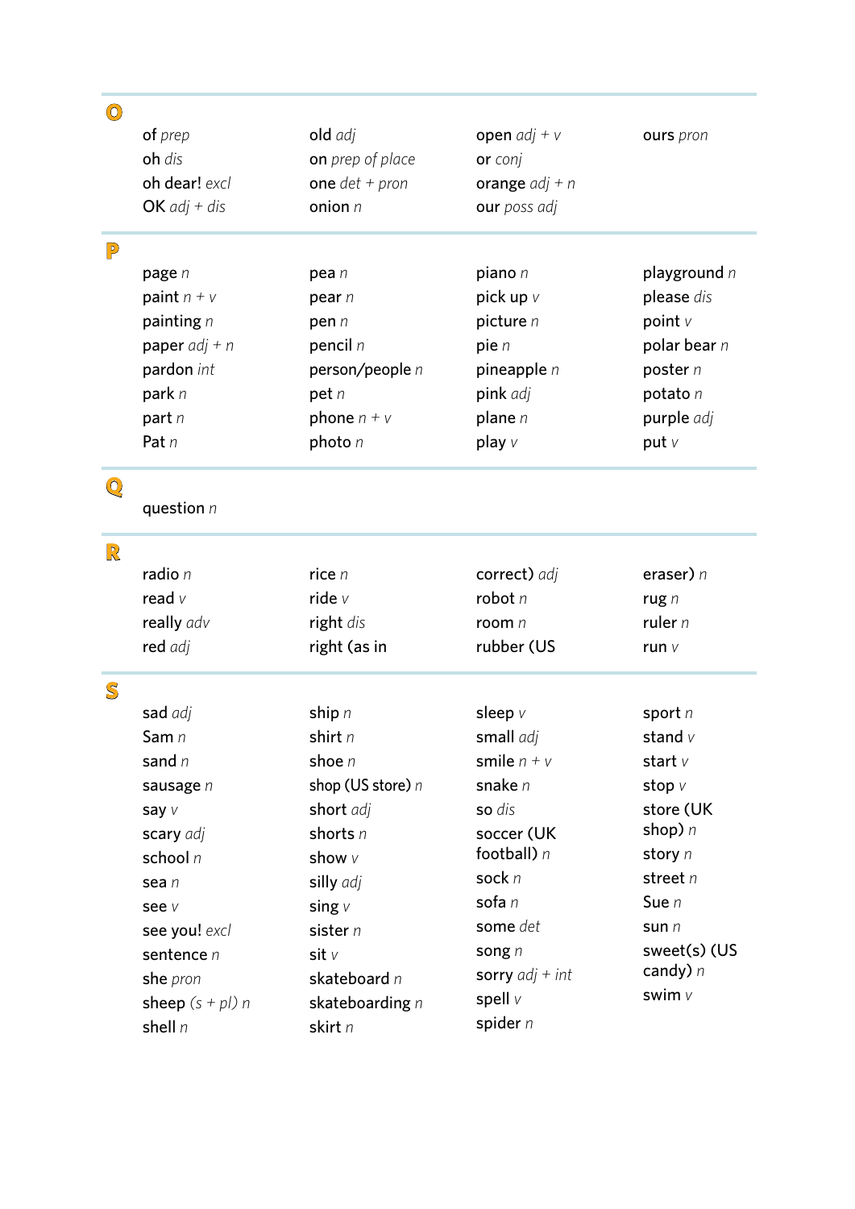## O

- of *prep*
- oh *dis*
- oh dear! *excl*
- OK *adj + dis*
- old *adj*
- on *prep of place*
- one *det + pron*
- onion *n*
- open *adj + v*
- or *conj*
- orange *adj + n*
- our *poss adj*
- ours *pron*

## P

- page *n*
- paint *n + v*
- painting *n*
- paper *adj + n*
- pardon *int*
- park *n*
- part *n*
- Pat *n*
- pea *n*
- pear *n*
- pen *n*
- pencil *n*
- person/people *n*
- pet *n*
- phone *n + v*
- photo *n*
- piano *n*
- pick up *v*
- picture *n*
- pie *n*
- pineapple *n*
- pink *adj*
- plane *n*
- play *v*
- playground *n*
- please *dis*
- point *v*
- polar bear *n*
- poster *n*
- potato *n*
- purple *adj*
- put *v*

## Q

- question *n*

## R

- radio *n*
- read *v*
- really *adv*
- red *adj*
- rice *n*
- ride *v*
- right *dis*
- right (as in correct) *adj*
- robot *n*
- room *n*
- rubber (US eraser) *n*
- rug *n*
- ruler *n*
- run *v*

## S

- sad *adj*
- Sam *n*
- sand *n*
- sausage *n*
- say *v*
- scary *adj*
- school *n*
- sea *n*
- see *v*
- see you! *excl*
- sentence *n*
- she *pron*
- sheep *(s + pl) n*
- shell *n*
- ship *n*
- shirt *n*
- shoe *n*
- shop (US store) *n*
- short *adj*
- shorts *n*
- show *v*
- silly *adj*
- sing *v*
- sister *n*
- sit *v*
- skateboard *n*
- skateboarding *n*
- skirt *n*
- sleep *v*
- small *adj*
- smile *n + v*
- snake *n*
- so *dis*
- soccer (UK football) *n*
- sock *n*
- sofa *n*
- some *det*
- song *n*
- sorry *adj + int*
- spell *v*
- spider *n*
- sport *n*
- stand *v*
- start *v*
- stop *v*
- store (UK shop) *n*
- story *n*
- street *n*
- Sue *n*
- sun *n*
- sweet(s) (US candy) *n*
- swim *v*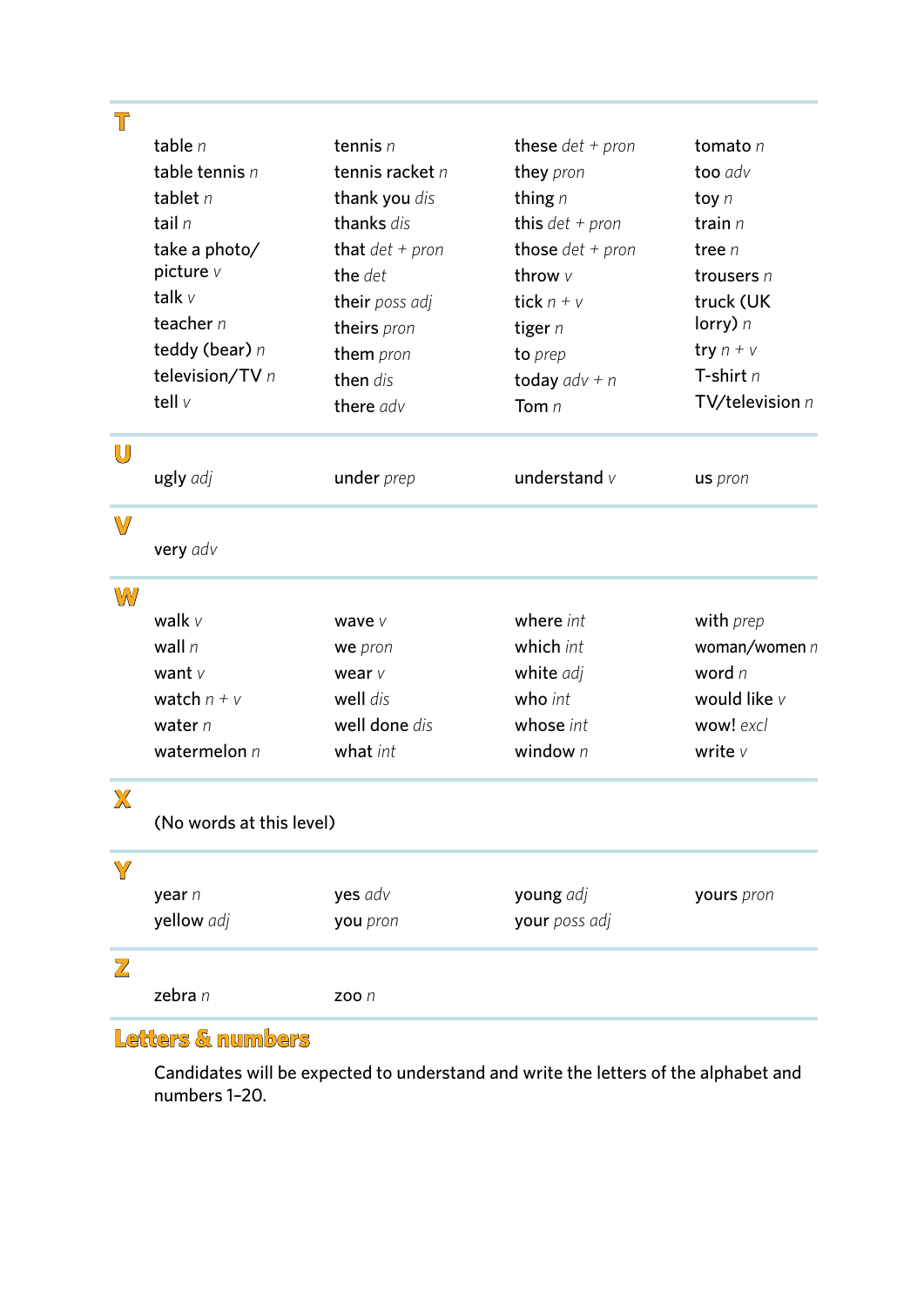## T

table *n*
table tennis *n*
tablet *n*
tail *n*
take a photo/picture *v*
talk *v*
teacher *n*
teddy (bear) *n*
television/TV *n*
tell *v*
tennis *n*
tennis racket *n*
thank you *dis*
thanks *dis*
that *det + pron*
the *det*
their *poss adj*
theirs *pron*
them *pron*
then *dis*
there *adv*
these *det + pron*
they *pron*
thing *n*
this *det + pron*
those *det + pron*
throw *v*
tick *n + v*
tiger *n*
to *prep*
today *adv + n*
Tom *n*
tomato *n*
too *adv*
toy *n*
train *n*
tree *n*
trousers *n*
truck (UK lorry) *n*
try *n + v*
T-shirt *n*
TV/television *n*

## U

ugly *adj*
under *prep*
understand *v*
us *pron*

## V

very *adv*

## W

walk *v*
wall *n*
want *v*
watch *n + v*
water *n*
watermelon *n*
wave *v*
we *pron*
wear *v*
well *dis*
well done *dis*
what *int*
where *int*
which *int*
white *adj*
who *int*
whose *int*
window *n*
with *prep*
woman/women *n*
word *n*
would like *v*
wow! *excl*
write *v*

## X

(No words at this level)

## Y

year *n*
yellow *adj*
yes *adv*
you *pron*
young *adj*
your *poss adj*
yours *pron*

## Z

zebra *n*
zoo *n*

## Letters & numbers

Candidates will be expected to understand and write the letters of the alphabet and numbers 1–20.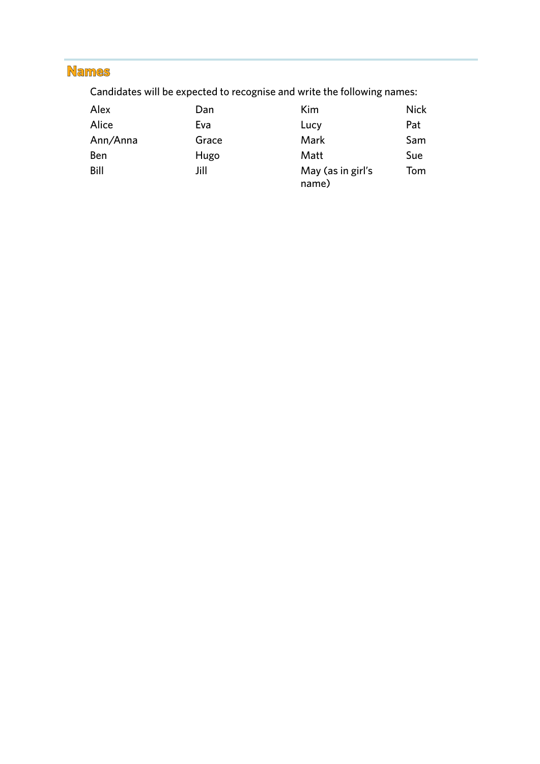## Names

Candidates will be expected to recognise and write the following names:

| | | | |
|---|---|---|---|
| Alex | Dan | Kim | Nick |
| Alice | Eva | Lucy | Pat |
| Ann/Anna | Grace | Mark | Sam |
| Ben | Hugo | Matt | Sue |
| Bill | Jill | May (as in girl's name) | Tom |